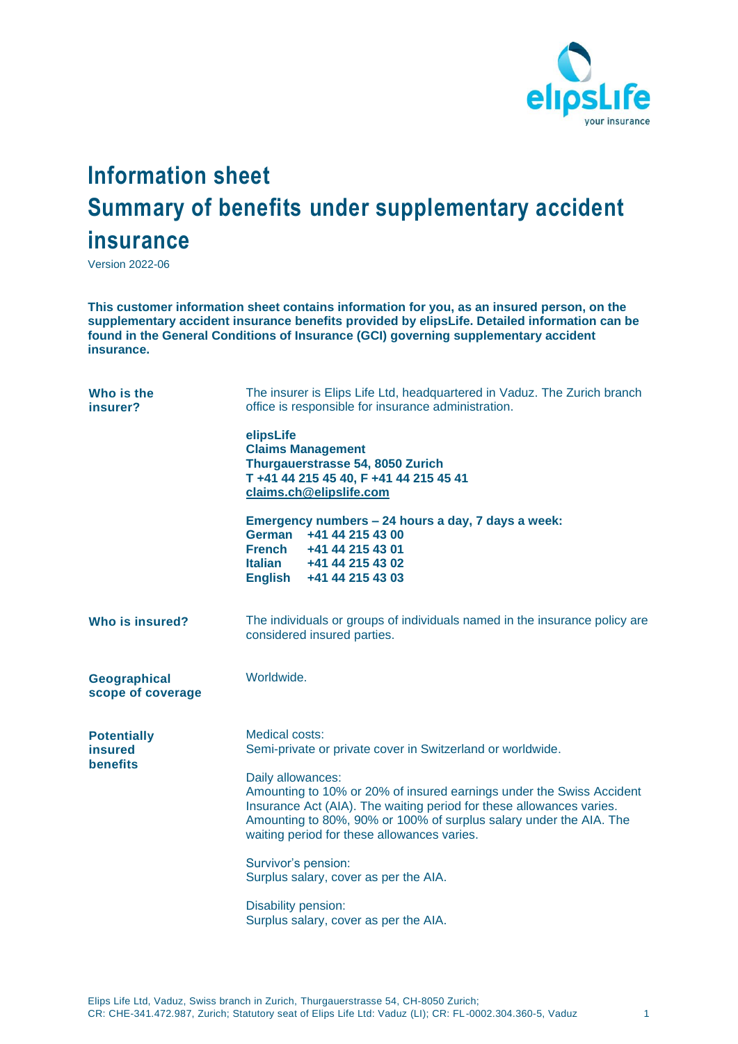# Information sheet

# Summary of benefits under supplementary accident insurance

Version 2022-06

**This customer information sheet contains information for you, as an insured person, on the supplementary accident insurance benefits provided by elipsLife. Detailed information can be found in the General Conditions of Insurance (GCI) governing supplementary accident insurance.**

**Who is the insurer?**

The insurer is Elips Life Ltd, headquartered in Vaduz. The Zurich branch office is responsible for insurance administration.

**elipsLife**
**Claims Management**
**Thurgauerstrasse 54, 8050 Zurich**
**T +41 44 215 45 40, F +41 44 215 45 41**
**claims.ch@elipslife.com**

**Emergency numbers – 24 hours a day, 7 days a week:**
**German** **+41 44 215 43 00**
**French** **+41 44 215 43 01**
**Italian** **+41 44 215 43 02**
**English** **+41 44 215 43 03**

**Who is insured?**

The individuals or groups of individuals named in the insurance policy are considered insured parties.

**Geographical scope of coverage**

Worldwide.

**Potentially insured benefits**

Medical costs:
Semi-private or private cover in Switzerland or worldwide.

Daily allowances:
Amounting to 10% or 20% of insured earnings under the Swiss Accident Insurance Act (AIA). The waiting period for these allowances varies. Amounting to 80%, 90% or 100% of surplus salary under the AIA. The waiting period for these allowances varies.

Survivor's pension:
Surplus salary, cover as per the AIA.

Disability pension:
Surplus salary, cover as per the AIA.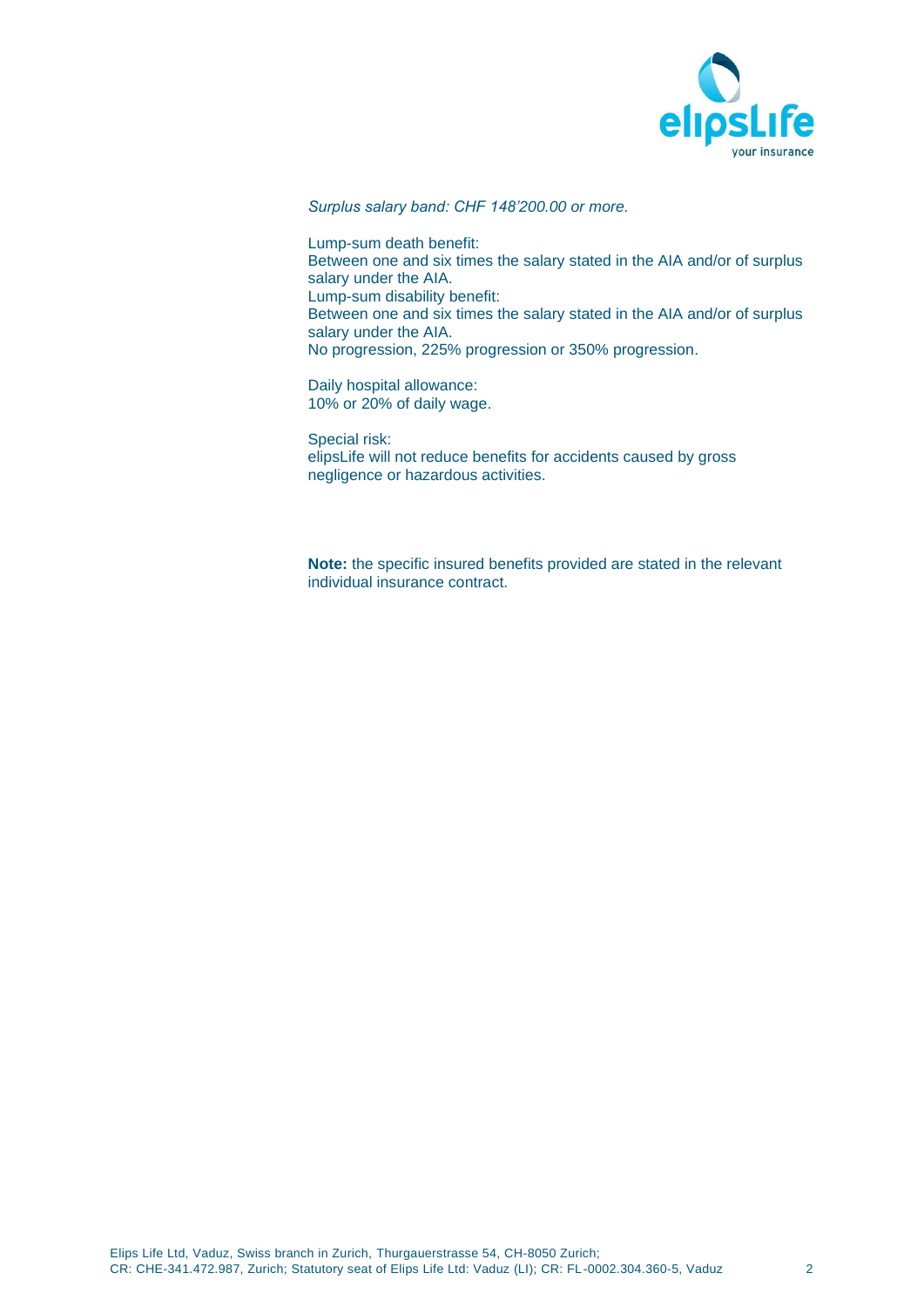*Surplus salary band: CHF 148'200.00 or more.*

Lump-sum death benefit:
Between one and six times the salary stated in the AIA and/or of surplus salary under the AIA.
Lump-sum disability benefit:
Between one and six times the salary stated in the AIA and/or of surplus salary under the AIA.
No progression, 225% progression or 350% progression.

Daily hospital allowance:
10% or 20% of daily wage.

Special risk:
elipsLife will not reduce benefits for accidents caused by gross negligence or hazardous activities.

**Note:** the specific insured benefits provided are stated in the relevant individual insurance contract.